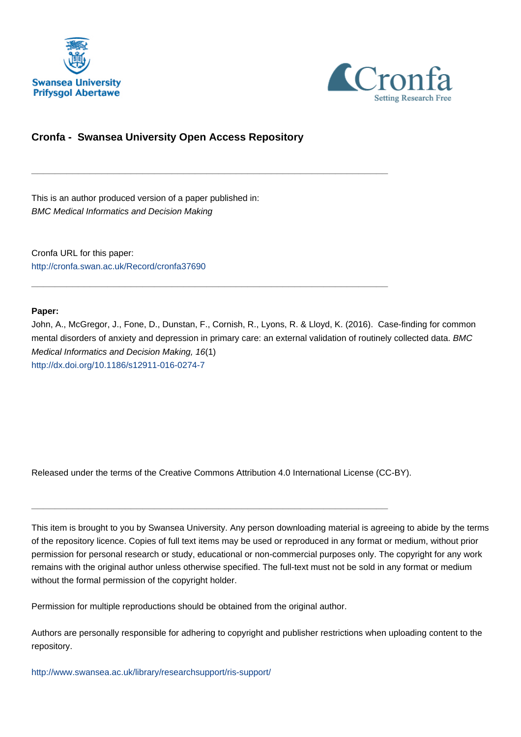Swansea University
Prifysgol Abertawe

Cronfa
Setting Research Free

## Cronfa - Swansea University Open Access Repository

---

This is an author produced version of a paper published in:
*BMC Medical Informatics and Decision Making*

Cronfa URL for this paper:
http://cronfa.swan.ac.uk/Record/cronfa37690

---

**Paper:**
John, A., McGregor, J., Fone, D., Dunstan, F., Cornish, R., Lyons, R. & Lloyd, K. (2016). Case-finding for common mental disorders of anxiety and depression in primary care: an external validation of routinely collected data. *BMC Medical Informatics and Decision Making, 16*(1)
http://dx.doi.org/10.1186/s12911-016-0274-7

Released under the terms of the Creative Commons Attribution 4.0 International License (CC-BY).

---

This item is brought to you by Swansea University. Any person downloading material is agreeing to abide by the terms of the repository licence. Copies of full text items may be used or reproduced in any format or medium, without prior permission for personal research or study, educational or non-commercial purposes only. The copyright for any work remains with the original author unless otherwise specified. The full-text must not be sold in any format or medium without the formal permission of the copyright holder.

Permission for multiple reproductions should be obtained from the original author.

Authors are personally responsible for adhering to copyright and publisher restrictions when uploading content to the repository.

http://www.swansea.ac.uk/library/researchsupport/ris-support/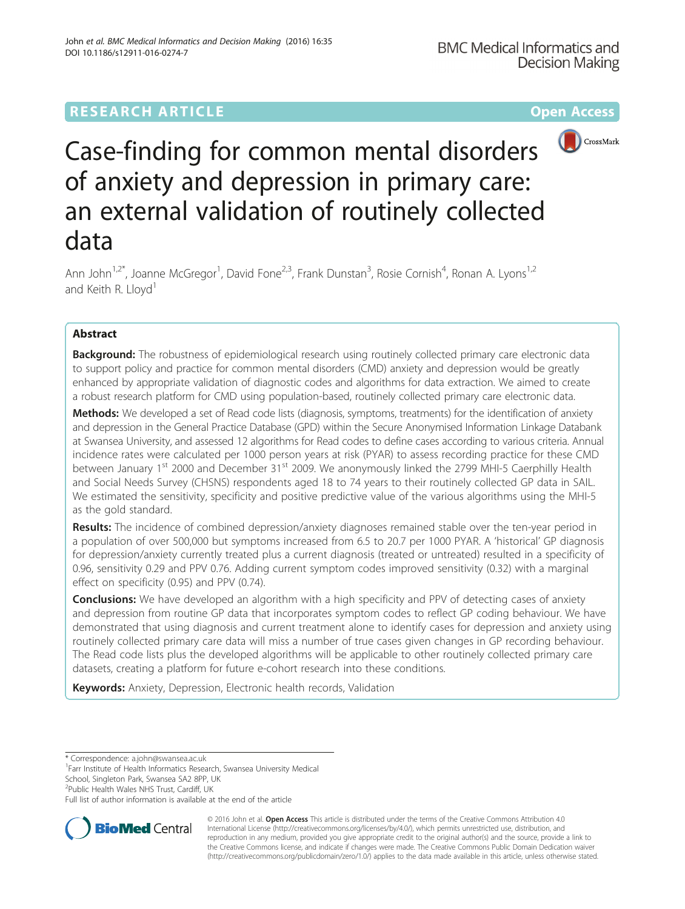# Case-finding for common mental disorders of anxiety and depression in primary care: an external validation of routinely collected data

Ann John[1,2*], Joanne McGregor[1], David Fone[2,3], Frank Dunstan[3], Rosie Cornish[4], Ronan A. Lyons[1,2] and Keith R. Lloyd[1]

## Abstract

**Background:** The robustness of epidemiological research using routinely collected primary care electronic data to support policy and practice for common mental disorders (CMD) anxiety and depression would be greatly enhanced by appropriate validation of diagnostic codes and algorithms for data extraction. We aimed to create a robust research platform for CMD using population-based, routinely collected primary care electronic data.

**Methods:** We developed a set of Read code lists (diagnosis, symptoms, treatments) for the identification of anxiety and depression in the General Practice Database (GPD) within the Secure Anonymised Information Linkage Databank at Swansea University, and assessed 12 algorithms for Read codes to define cases according to various criteria. Annual incidence rates were calculated per 1000 person years at risk (PYAR) to assess recording practice for these CMD between January 1[st] 2000 and December 31[st] 2009. We anonymously linked the 2799 MHI-5 Caerphilly Health and Social Needs Survey (CHSNS) respondents aged 18 to 74 years to their routinely collected GP data in SAIL. We estimated the sensitivity, specificity and positive predictive value of the various algorithms using the MHI-5 as the gold standard.

**Results:** The incidence of combined depression/anxiety diagnoses remained stable over the ten-year period in a population of over 500,000 but symptoms increased from 6.5 to 20.7 per 1000 PYAR. A 'historical' GP diagnosis for depression/anxiety currently treated plus a current diagnosis (treated or untreated) resulted in a specificity of 0.96, sensitivity 0.29 and PPV 0.76. Adding current symptom codes improved sensitivity (0.32) with a marginal effect on specificity (0.95) and PPV (0.74).

**Conclusions:** We have developed an algorithm with a high specificity and PPV of detecting cases of anxiety and depression from routine GP data that incorporates symptom codes to reflect GP coding behaviour. We have demonstrated that using diagnosis and current treatment alone to identify cases for depression and anxiety using routinely collected primary care data will miss a number of true cases given changes in GP recording behaviour. The Read code lists plus the developed algorithms will be applicable to other routinely collected primary care datasets, creating a platform for future e-cohort research into these conditions.

**Keywords:** Anxiety, Depression, Electronic health records, Validation

---

* Correspondence: a.john@swansea.ac.uk
[1]Farr Institute of Health Informatics Research, Swansea University Medical School, Singleton Park, Swansea SA2 8PP, UK
[2]Public Health Wales NHS Trust, Cardiff, UK
Full list of author information is available at the end of the article

© 2016 John et al. **Open Access** This article is distributed under the terms of the Creative Commons Attribution 4.0 International License (http://creativecommons.org/licenses/by/4.0/), which permits unrestricted use, distribution, and reproduction in any medium, provided you give appropriate credit to the original author(s) and the source, provide a link to the Creative Commons license, and indicate if changes were made. The Creative Commons Public Domain Dedication waiver (http://creativecommons.org/publicdomain/zero/1.0/) applies to the data made available in this article, unless otherwise stated.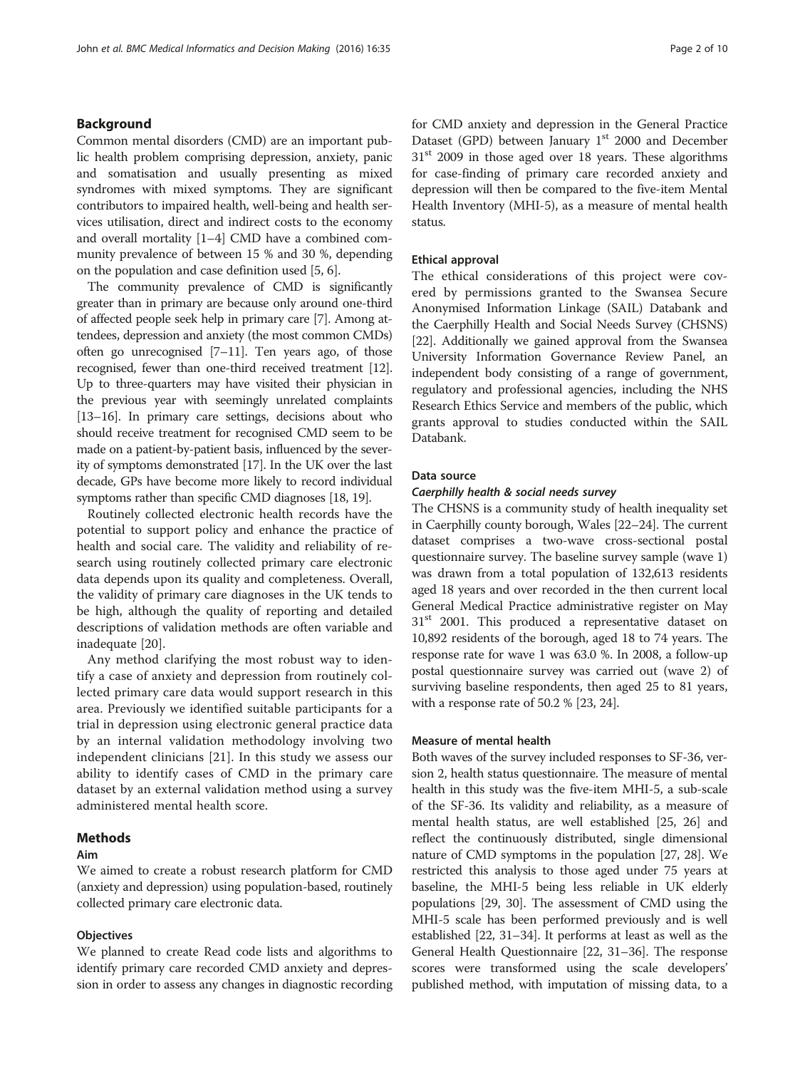## Background

Common mental disorders (CMD) are an important public health problem comprising depression, anxiety, panic and somatisation and usually presenting as mixed syndromes with mixed symptoms. They are significant contributors to impaired health, well-being and health services utilisation, direct and indirect costs to the economy and overall mortality [1–4] CMD have a combined community prevalence of between 15 % and 30 %, depending on the population and case definition used [5, 6].

The community prevalence of CMD is significantly greater than in primary are because only around one-third of affected people seek help in primary care [7]. Among attendees, depression and anxiety (the most common CMDs) often go unrecognised [7–11]. Ten years ago, of those recognised, fewer than one-third received treatment [12]. Up to three-quarters may have visited their physician in the previous year with seemingly unrelated complaints [13–16]. In primary care settings, decisions about who should receive treatment for recognised CMD seem to be made on a patient-by-patient basis, influenced by the severity of symptoms demonstrated [17]. In the UK over the last decade, GPs have become more likely to record individual symptoms rather than specific CMD diagnoses [18, 19].

Routinely collected electronic health records have the potential to support policy and enhance the practice of health and social care. The validity and reliability of research using routinely collected primary care electronic data depends upon its quality and completeness. Overall, the validity of primary care diagnoses in the UK tends to be high, although the quality of reporting and detailed descriptions of validation methods are often variable and inadequate [20].

Any method clarifying the most robust way to identify a case of anxiety and depression from routinely collected primary care data would support research in this area. Previously we identified suitable participants for a trial in depression using electronic general practice data by an internal validation methodology involving two independent clinicians [21]. In this study we assess our ability to identify cases of CMD in the primary care dataset by an external validation method using a survey administered mental health score.

## Methods

### Aim

We aimed to create a robust research platform for CMD (anxiety and depression) using population-based, routinely collected primary care electronic data.

### Objectives

We planned to create Read code lists and algorithms to identify primary care recorded CMD anxiety and depression in order to assess any changes in diagnostic recording for CMD anxiety and depression in the General Practice Dataset (GPD) between January 1st 2000 and December 31st 2009 in those aged over 18 years. These algorithms for case-finding of primary care recorded anxiety and depression will then be compared to the five-item Mental Health Inventory (MHI-5), as a measure of mental health status.

### Ethical approval

The ethical considerations of this project were covered by permissions granted to the Swansea Secure Anonymised Information Linkage (SAIL) Databank and the Caerphilly Health and Social Needs Survey (CHSNS) [22]. Additionally we gained approval from the Swansea University Information Governance Review Panel, an independent body consisting of a range of government, regulatory and professional agencies, including the NHS Research Ethics Service and members of the public, which grants approval to studies conducted within the SAIL Databank.

### Data source

#### *Caerphilly health & social needs survey*

The CHSNS is a community study of health inequality set in Caerphilly county borough, Wales [22–24]. The current dataset comprises a two-wave cross-sectional postal questionnaire survey. The baseline survey sample (wave 1) was drawn from a total population of 132,613 residents aged 18 years and over recorded in the then current local General Medical Practice administrative register on May 31st 2001. This produced a representative dataset on 10,892 residents of the borough, aged 18 to 74 years. The response rate for wave 1 was 63.0 %. In 2008, a follow-up postal questionnaire survey was carried out (wave 2) of surviving baseline respondents, then aged 25 to 81 years, with a response rate of 50.2 % [23, 24].

### Measure of mental health

Both waves of the survey included responses to SF-36, version 2, health status questionnaire. The measure of mental health in this study was the five-item MHI-5, a sub-scale of the SF-36. Its validity and reliability, as a measure of mental health status, are well established [25, 26] and reflect the continuously distributed, single dimensional nature of CMD symptoms in the population [27, 28]. We restricted this analysis to those aged under 75 years at baseline, the MHI-5 being less reliable in UK elderly populations [29, 30]. The assessment of CMD using the MHI-5 scale has been performed previously and is well established [22, 31–34]. It performs at least as well as the General Health Questionnaire [22, 31–36]. The response scores were transformed using the scale developers' published method, with imputation of missing data, to a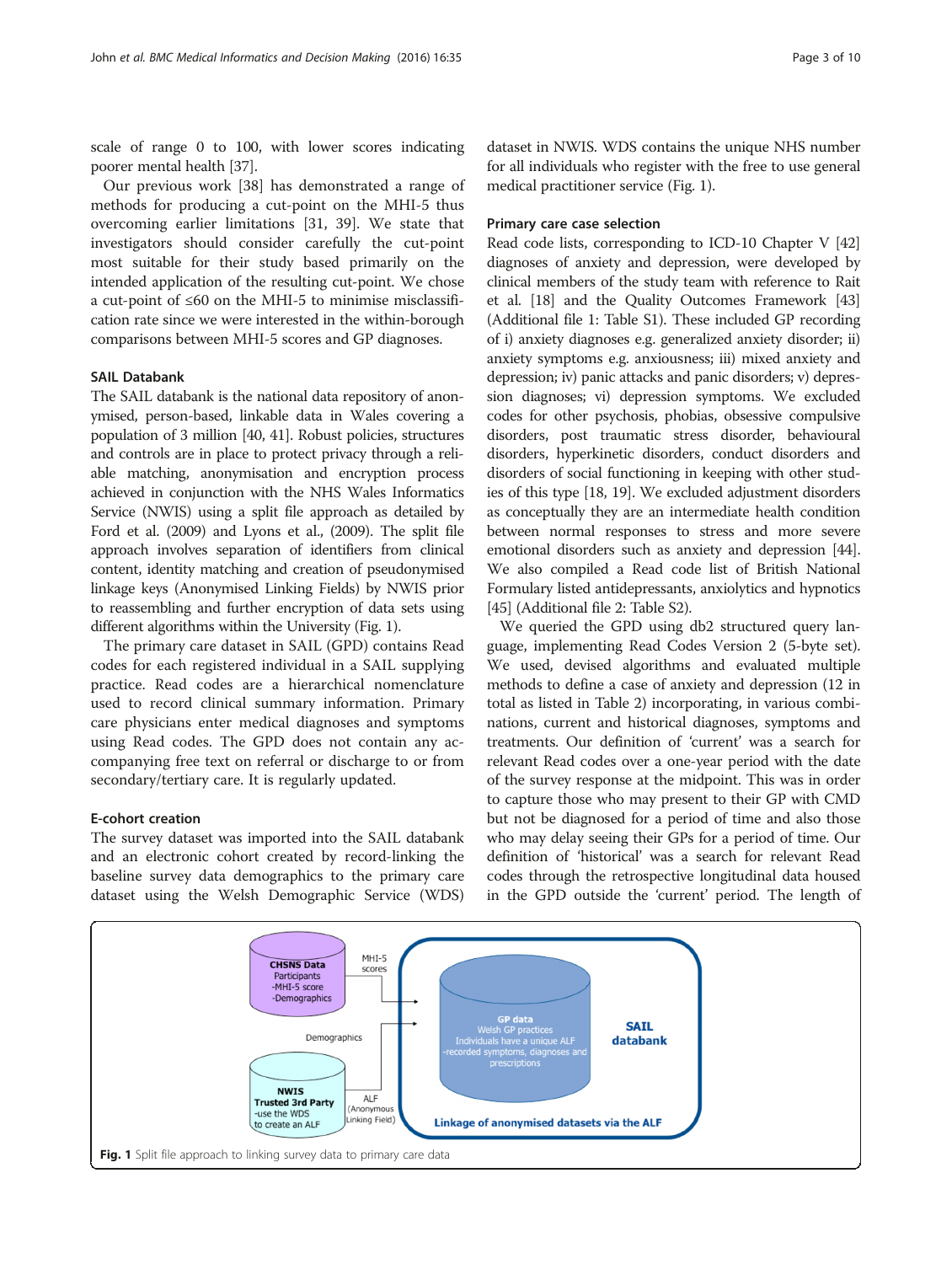scale of range 0 to 100, with lower scores indicating poorer mental health [37].

Our previous work [38] has demonstrated a range of methods for producing a cut-point on the MHI-5 thus overcoming earlier limitations [31, 39]. We state that investigators should consider carefully the cut-point most suitable for their study based primarily on the intended application of the resulting cut-point. We chose a cut-point of ≤60 on the MHI-5 to minimise misclassification rate since we were interested in the within-borough comparisons between MHI-5 scores and GP diagnoses.

### SAIL Databank

The SAIL databank is the national data repository of anonymised, person-based, linkable data in Wales covering a population of 3 million [40, 41]. Robust policies, structures and controls are in place to protect privacy through a reliable matching, anonymisation and encryption process achieved in conjunction with the NHS Wales Informatics Service (NWIS) using a split file approach as detailed by Ford et al. (2009) and Lyons et al., (2009). The split file approach involves separation of identifiers from clinical content, identity matching and creation of pseudonymised linkage keys (Anonymised Linking Fields) by NWIS prior to reassembling and further encryption of data sets using different algorithms within the University (Fig. 1).

The primary care dataset in SAIL (GPD) contains Read codes for each registered individual in a SAIL supplying practice. Read codes are a hierarchical nomenclature used to record clinical summary information. Primary care physicians enter medical diagnoses and symptoms using Read codes. The GPD does not contain any accompanying free text on referral or discharge to or from secondary/tertiary care. It is regularly updated.

### E-cohort creation

The survey dataset was imported into the SAIL databank and an electronic cohort created by record-linking the baseline survey data demographics to the primary care dataset using the Welsh Demographic Service (WDS) dataset in NWIS. WDS contains the unique NHS number for all individuals who register with the free to use general medical practitioner service (Fig. 1).

### Primary care case selection

Read code lists, corresponding to ICD-10 Chapter V [42] diagnoses of anxiety and depression, were developed by clinical members of the study team with reference to Rait et al. [18] and the Quality Outcomes Framework [43] (Additional file 1: Table S1). These included GP recording of i) anxiety diagnoses e.g. generalized anxiety disorder; ii) anxiety symptoms e.g. anxiousness; iii) mixed anxiety and depression; iv) panic attacks and panic disorders; v) depression diagnoses; vi) depression symptoms. We excluded codes for other psychosis, phobias, obsessive compulsive disorders, post traumatic stress disorder, behavioural disorders, hyperkinetic disorders, conduct disorders and disorders of social functioning in keeping with other studies of this type [18, 19]. We excluded adjustment disorders as conceptually they are an intermediate health condition between normal responses to stress and more severe emotional disorders such as anxiety and depression [44]. We also compiled a Read code list of British National Formulary listed antidepressants, anxiolytics and hypnotics [45] (Additional file 2: Table S2).

We queried the GPD using db2 structured query language, implementing Read Codes Version 2 (5-byte set). We used, devised algorithms and evaluated multiple methods to define a case of anxiety and depression (12 in total as listed in Table 2) incorporating, in various combinations, current and historical diagnoses, symptoms and treatments. Our definition of 'current' was a search for relevant Read codes over a one-year period with the date of the survey response at the midpoint. This was in order to capture those who may present to their GP with CMD but not be diagnosed for a period of time and also those who may delay seeing their GPs for a period of time. Our definition of 'historical' was a search for relevant Read codes through the retrospective longitudinal data housed in the GPD outside the 'current' period. The length of

**Fig. 1** Split file approach to linking survey data to primary care data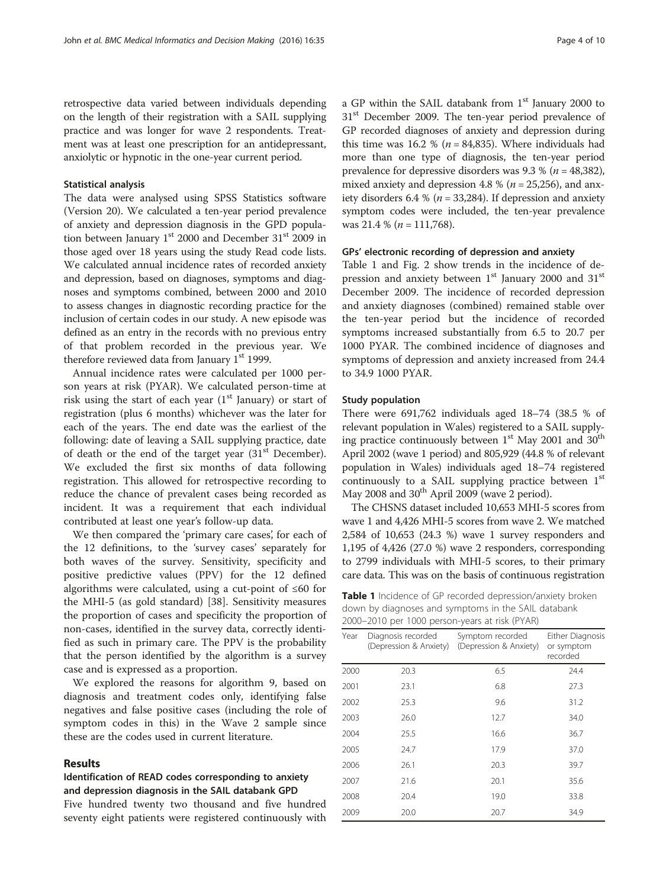retrospective data varied between individuals depending on the length of their registration with a SAIL supplying practice and was longer for wave 2 respondents. Treatment was at least one prescription for an antidepressant, anxiolytic or hypnotic in the one-year current period.

### Statistical analysis

The data were analysed using SPSS Statistics software (Version 20). We calculated a ten-year period prevalence of anxiety and depression diagnosis in the GPD population between January 1st 2000 and December 31st 2009 in those aged over 18 years using the study Read code lists. We calculated annual incidence rates of recorded anxiety and depression, based on diagnoses, symptoms and diagnoses and symptoms combined, between 2000 and 2010 to assess changes in diagnostic recording practice for the inclusion of certain codes in our study. A new episode was defined as an entry in the records with no previous entry of that problem recorded in the previous year. We therefore reviewed data from January 1st 1999.

Annual incidence rates were calculated per 1000 person years at risk (PYAR). We calculated person-time at risk using the start of each year (1st January) or start of registration (plus 6 months) whichever was the later for each of the years. The end date was the earliest of the following: date of leaving a SAIL supplying practice, date of death or the end of the target year (31st December). We excluded the first six months of data following registration. This allowed for retrospective recording to reduce the chance of prevalent cases being recorded as incident. It was a requirement that each individual contributed at least one year's follow-up data.

We then compared the 'primary care cases', for each of the 12 definitions, to the 'survey cases' separately for both waves of the survey. Sensitivity, specificity and positive predictive values (PPV) for the 12 defined algorithms were calculated, using a cut-point of ≤60 for the MHI-5 (as gold standard) [38]. Sensitivity measures the proportion of cases and specificity the proportion of non-cases, identified in the survey data, correctly identified as such in primary care. The PPV is the probability that the person identified by the algorithm is a survey case and is expressed as a proportion.

We explored the reasons for algorithm 9, based on diagnosis and treatment codes only, identifying false negatives and false positive cases (including the role of symptom codes in this) in the Wave 2 sample since these are the codes used in current literature.

## Results

### Identification of READ codes corresponding to anxiety and depression diagnosis in the SAIL databank GPD

Five hundred twenty two thousand and five hundred seventy eight patients were registered continuously with a GP within the SAIL databank from 1st January 2000 to 31st December 2009. The ten-year period prevalence of GP recorded diagnoses of anxiety and depression during this time was 16.2 % (*n* = 84,835). Where individuals had more than one type of diagnosis, the ten-year period prevalence for depressive disorders was 9.3 % (*n* = 48,382), mixed anxiety and depression 4.8 % (*n* = 25,256), and anxiety disorders 6.4 % (*n* = 33,284). If depression and anxiety symptom codes were included, the ten-year prevalence was 21.4 % (*n* = 111,768).

### GPs' electronic recording of depression and anxiety

Table 1 and Fig. 2 show trends in the incidence of depression and anxiety between 1st January 2000 and 31st December 2009. The incidence of recorded depression and anxiety diagnoses (combined) remained stable over the ten-year period but the incidence of recorded symptoms increased substantially from 6.5 to 20.7 per 1000 PYAR. The combined incidence of diagnoses and symptoms of depression and anxiety increased from 24.4 to 34.9 1000 PYAR.

### Study population

There were 691,762 individuals aged 18–74 (38.5 % of relevant population in Wales) registered to a SAIL supplying practice continuously between 1st May 2001 and 30th April 2002 (wave 1 period) and 805,929 (44.8 % of relevant population in Wales) individuals aged 18–74 registered continuously to a SAIL supplying practice between 1st May 2008 and 30th April 2009 (wave 2 period).

The CHSNS dataset included 10,653 MHI-5 scores from wave 1 and 4,426 MHI-5 scores from wave 2. We matched 2,584 of 10,653 (24.3 %) wave 1 survey responders and 1,195 of 4,426 (27.0 %) wave 2 responders, corresponding to 2799 individuals with MHI-5 scores, to their primary care data. This was on the basis of continuous registration

**Table 1** Incidence of GP recorded depression/anxiety broken down by diagnoses and symptoms in the SAIL databank 2000–2010 per 1000 person-years at risk (PYAR)

| Year | Diagnosis recorded (Depression & Anxiety) | Symptom recorded (Depression & Anxiety) | Either Diagnosis or symptom recorded |
|---|---|---|---|
| 2000 | 20.3 | 6.5 | 24.4 |
| 2001 | 23.1 | 6.8 | 27.3 |
| 2002 | 25.3 | 9.6 | 31.2 |
| 2003 | 26.0 | 12.7 | 34.0 |
| 2004 | 25.5 | 16.6 | 36.7 |
| 2005 | 24.7 | 17.9 | 37.0 |
| 2006 | 26.1 | 20.3 | 39.7 |
| 2007 | 21.6 | 20.1 | 35.6 |
| 2008 | 20.4 | 19.0 | 33.8 |
| 2009 | 20.0 | 20.7 | 34.9 |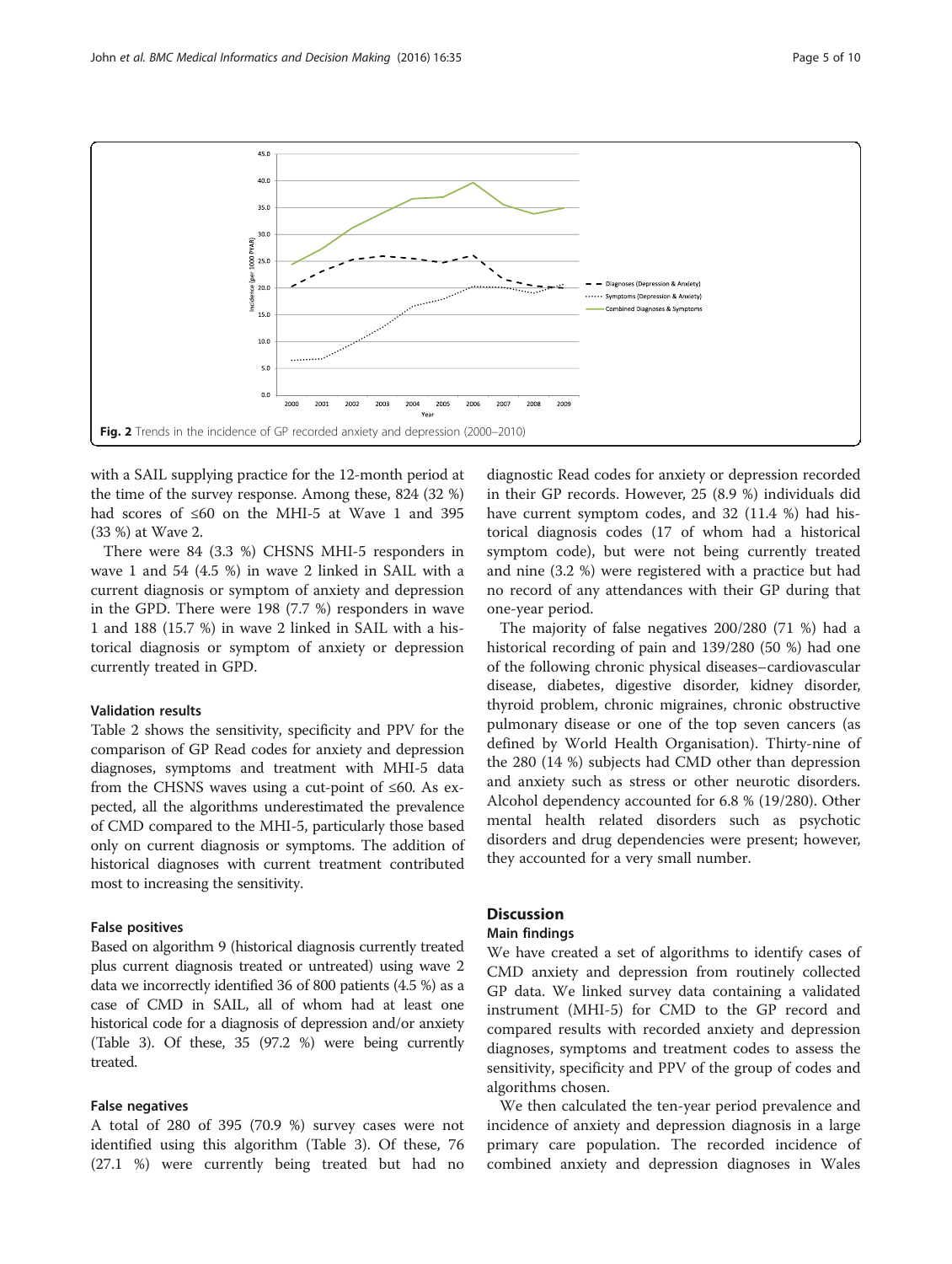Fig. 2 Trends in the incidence of GP recorded anxiety and depression (2000–2010)

with a SAIL supplying practice for the 12-month period at the time of the survey response. Among these, 824 (32 %) had scores of ≤60 on the MHI-5 at Wave 1 and 395 (33 %) at Wave 2.

There were 84 (3.3 %) CHSNS MHI-5 responders in wave 1 and 54 (4.5 %) in wave 2 linked in SAIL with a current diagnosis or symptom of anxiety and depression in the GPD. There were 198 (7.7 %) responders in wave 1 and 188 (15.7 %) in wave 2 linked in SAIL with a historical diagnosis or symptom of anxiety or depression currently treated in GPD.

### Validation results

Table 2 shows the sensitivity, specificity and PPV for the comparison of GP Read codes for anxiety and depression diagnoses, symptoms and treatment with MHI-5 data from the CHSNS waves using a cut-point of ≤60. As expected, all the algorithms underestimated the prevalence of CMD compared to the MHI-5, particularly those based only on current diagnosis or symptoms. The addition of historical diagnoses with current treatment contributed most to increasing the sensitivity.

### False positives

Based on algorithm 9 (historical diagnosis currently treated plus current diagnosis treated or untreated) using wave 2 data we incorrectly identified 36 of 800 patients (4.5 %) as a case of CMD in SAIL, all of whom had at least one historical code for a diagnosis of depression and/or anxiety (Table 3). Of these, 35 (97.2 %) were being currently treated.

### False negatives

A total of 280 of 395 (70.9 %) survey cases were not identified using this algorithm (Table 3). Of these, 76 (27.1 %) were currently being treated but had no diagnostic Read codes for anxiety or depression recorded in their GP records. However, 25 (8.9 %) individuals did have current symptom codes, and 32 (11.4 %) had historical diagnosis codes (17 of whom had a historical symptom code), but were not being currently treated and nine (3.2 %) were registered with a practice but had no record of any attendances with their GP during that one-year period.

The majority of false negatives 200/280 (71 %) had a historical recording of pain and 139/280 (50 %) had one of the following chronic physical diseases–cardiovascular disease, diabetes, digestive disorder, kidney disorder, thyroid problem, chronic migraines, chronic obstructive pulmonary disease or one of the top seven cancers (as defined by World Health Organisation). Thirty-nine of the 280 (14 %) subjects had CMD other than depression and anxiety such as stress or other neurotic disorders. Alcohol dependency accounted for 6.8 % (19/280). Other mental health related disorders such as psychotic disorders and drug dependencies were present; however, they accounted for a very small number.

## Discussion

### Main findings

We have created a set of algorithms to identify cases of CMD anxiety and depression from routinely collected GP data. We linked survey data containing a validated instrument (MHI-5) for CMD to the GP record and compared results with recorded anxiety and depression diagnoses, symptoms and treatment codes to assess the sensitivity, specificity and PPV of the group of codes and algorithms chosen.

We then calculated the ten-year period prevalence and incidence of anxiety and depression diagnosis in a large primary care population. The recorded incidence of combined anxiety and depression diagnoses in Wales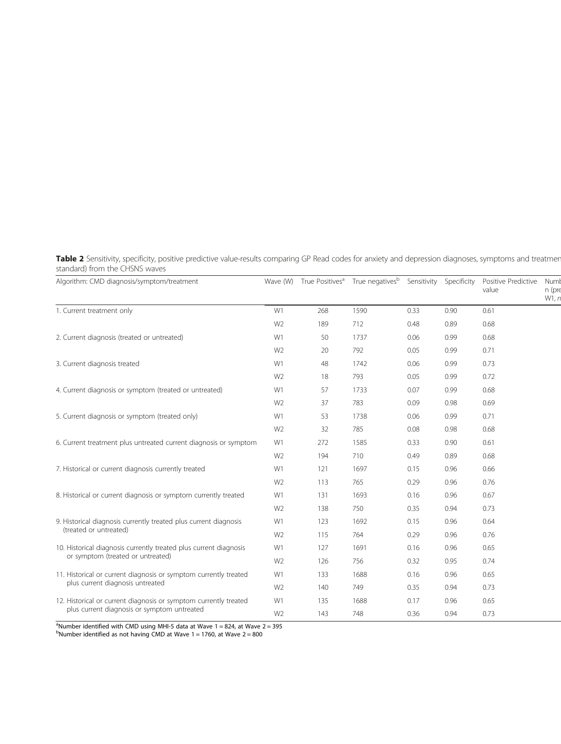**Table 2** Sensitivity, specificity, positive predictive value-results comparing GP Read codes for anxiety and depression diagnoses, symptoms and treatmen standard) from the CHSNS waves

| Algorithm: CMD diagnosis/symptom/treatment | Wave (W) | True Positives[a] | True negatives[b] | Sensitivity | Specificity | Positive Predictive value | Numb n (pre W1, n |
|---|---|---|---|---|---|---|---|
| 1. Current treatment only | W1 | 268 | 1590 | 0.33 | 0.90 | 0.61 | |
| | W2 | 189 | 712 | 0.48 | 0.89 | 0.68 | |
| 2. Current diagnosis (treated or untreated) | W1 | 50 | 1737 | 0.06 | 0.99 | 0.68 | |
| | W2 | 20 | 792 | 0.05 | 0.99 | 0.71 | |
| 3. Current diagnosis treated | W1 | 48 | 1742 | 0.06 | 0.99 | 0.73 | |
| | W2 | 18 | 793 | 0.05 | 0.99 | 0.72 | |
| 4. Current diagnosis or symptom (treated or untreated) | W1 | 57 | 1733 | 0.07 | 0.99 | 0.68 | |
| | W2 | 37 | 783 | 0.09 | 0.98 | 0.69 | |
| 5. Current diagnosis or symptom (treated only) | W1 | 53 | 1738 | 0.06 | 0.99 | 0.71 | |
| | W2 | 32 | 785 | 0.08 | 0.98 | 0.68 | |
| 6. Current treatment plus untreated current diagnosis or symptom | W1 | 272 | 1585 | 0.33 | 0.90 | 0.61 | |
| | W2 | 194 | 710 | 0.49 | 0.89 | 0.68 | |
| 7. Historical or current diagnosis currently treated | W1 | 121 | 1697 | 0.15 | 0.96 | 0.66 | |
| | W2 | 113 | 765 | 0.29 | 0.96 | 0.76 | |
| 8. Historical or current diagnosis or symptom currently treated | W1 | 131 | 1693 | 0.16 | 0.96 | 0.67 | |
| | W2 | 138 | 750 | 0.35 | 0.94 | 0.73 | |
| 9. Historical diagnosis currently treated plus current diagnosis (treated or untreated) | W1 | 123 | 1692 | 0.15 | 0.96 | 0.64 | |
| | W2 | 115 | 764 | 0.29 | 0.96 | 0.76 | |
| 10. Historical diagnosis currently treated plus current diagnosis or symptom (treated or untreated) | W1 | 127 | 1691 | 0.16 | 0.96 | 0.65 | |
| | W2 | 126 | 756 | 0.32 | 0.95 | 0.74 | |
| 11. Historical or current diagnosis or symptom currently treated plus current diagnosis untreated | W1 | 133 | 1688 | 0.16 | 0.96 | 0.65 | |
| | W2 | 140 | 749 | 0.35 | 0.94 | 0.73 | |
| 12. Historical or current diagnosis or symptom currently treated plus current diagnosis or symptom untreated | W1 | 135 | 1688 | 0.17 | 0.96 | 0.65 | |
| | W2 | 143 | 748 | 0.36 | 0.94 | 0.73 | |

[a]Number identified with CMD using MHI-5 data at Wave 1 = 824, at Wave 2 = 395
[b]Number identified as not having CMD at Wave 1 = 1760, at Wave 2 = 800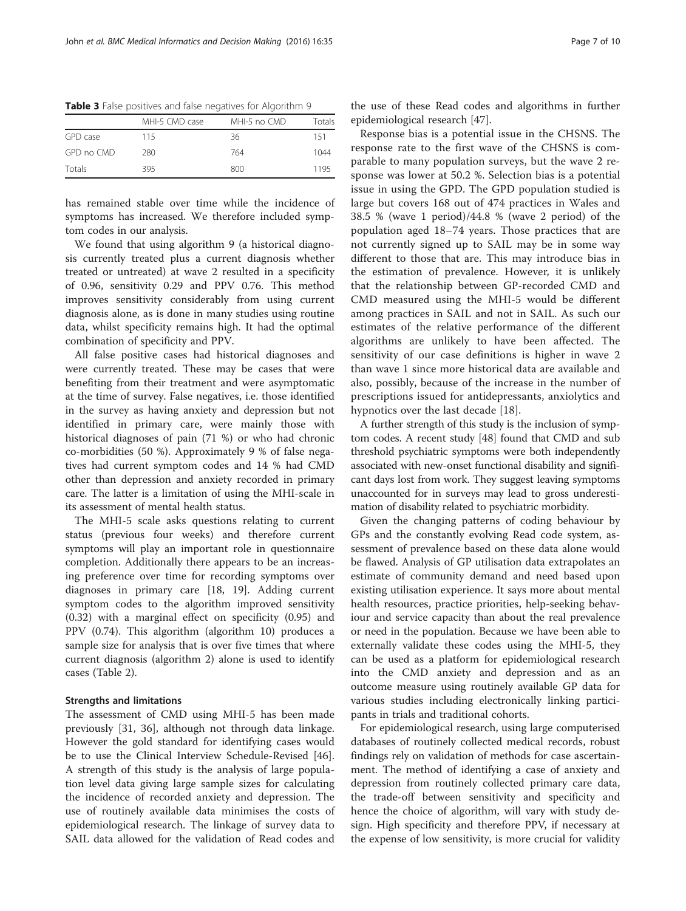**Table 3** False positives and false negatives for Algorithm 9

| | MHI-5 CMD case | MHI-5 no CMD | Totals |
|---|---|---|---|
| GPD case | 115 | 36 | 151 |
| GPD no CMD | 280 | 764 | 1044 |
| Totals | 395 | 800 | 1195 |

has remained stable over time while the incidence of symptoms has increased. We therefore included symptom codes in our analysis.

We found that using algorithm 9 (a historical diagnosis currently treated plus a current diagnosis whether treated or untreated) at wave 2 resulted in a specificity of 0.96, sensitivity 0.29 and PPV 0.76. This method improves sensitivity considerably from using current diagnosis alone, as is done in many studies using routine data, whilst specificity remains high. It had the optimal combination of specificity and PPV.

All false positive cases had historical diagnoses and were currently treated. These may be cases that were benefiting from their treatment and were asymptomatic at the time of survey. False negatives, i.e. those identified in the survey as having anxiety and depression but not identified in primary care, were mainly those with historical diagnoses of pain (71 %) or who had chronic co-morbidities (50 %). Approximately 9 % of false negatives had current symptom codes and 14 % had CMD other than depression and anxiety recorded in primary care. The latter is a limitation of using the MHI-scale in its assessment of mental health status.

The MHI-5 scale asks questions relating to current status (previous four weeks) and therefore current symptoms will play an important role in questionnaire completion. Additionally there appears to be an increasing preference over time for recording symptoms over diagnoses in primary care [18, 19]. Adding current symptom codes to the algorithm improved sensitivity (0.32) with a marginal effect on specificity (0.95) and PPV (0.74). This algorithm (algorithm 10) produces a sample size for analysis that is over five times that where current diagnosis (algorithm 2) alone is used to identify cases (Table 2).

### Strengths and limitations

The assessment of CMD using MHI-5 has been made previously [31, 36], although not through data linkage. However the gold standard for identifying cases would be to use the Clinical Interview Schedule-Revised [46]. A strength of this study is the analysis of large population level data giving large sample sizes for calculating the incidence of recorded anxiety and depression. The use of routinely available data minimises the costs of epidemiological research. The linkage of survey data to SAIL data allowed for the validation of Read codes and the use of these Read codes and algorithms in further epidemiological research [47].

Response bias is a potential issue in the CHSNS. The response rate to the first wave of the CHSNS is comparable to many population surveys, but the wave 2 response was lower at 50.2 %. Selection bias is a potential issue in using the GPD. The GPD population studied is large but covers 168 out of 474 practices in Wales and 38.5 % (wave 1 period)/44.8 % (wave 2 period) of the population aged 18–74 years. Those practices that are not currently signed up to SAIL may be in some way different to those that are. This may introduce bias in the estimation of prevalence. However, it is unlikely that the relationship between GP-recorded CMD and CMD measured using the MHI-5 would be different among practices in SAIL and not in SAIL. As such our estimates of the relative performance of the different algorithms are unlikely to have been affected. The sensitivity of our case definitions is higher in wave 2 than wave 1 since more historical data are available and also, possibly, because of the increase in the number of prescriptions issued for antidepressants, anxiolytics and hypnotics over the last decade [18].

A further strength of this study is the inclusion of symptom codes. A recent study [48] found that CMD and sub threshold psychiatric symptoms were both independently associated with new-onset functional disability and significant days lost from work. They suggest leaving symptoms unaccounted for in surveys may lead to gross underestimation of disability related to psychiatric morbidity.

Given the changing patterns of coding behaviour by GPs and the constantly evolving Read code system, assessment of prevalence based on these data alone would be flawed. Analysis of GP utilisation data extrapolates an estimate of community demand and need based upon existing utilisation experience. It says more about mental health resources, practice priorities, help-seeking behaviour and service capacity than about the real prevalence or need in the population. Because we have been able to externally validate these codes using the MHI-5, they can be used as a platform for epidemiological research into the CMD anxiety and depression and as an outcome measure using routinely available GP data for various studies including electronically linking participants in trials and traditional cohorts.

For epidemiological research, using large computerised databases of routinely collected medical records, robust findings rely on validation of methods for case ascertainment. The method of identifying a case of anxiety and depression from routinely collected primary care data, the trade-off between sensitivity and specificity and hence the choice of algorithm, will vary with study design. High specificity and therefore PPV, if necessary at the expense of low sensitivity, is more crucial for validity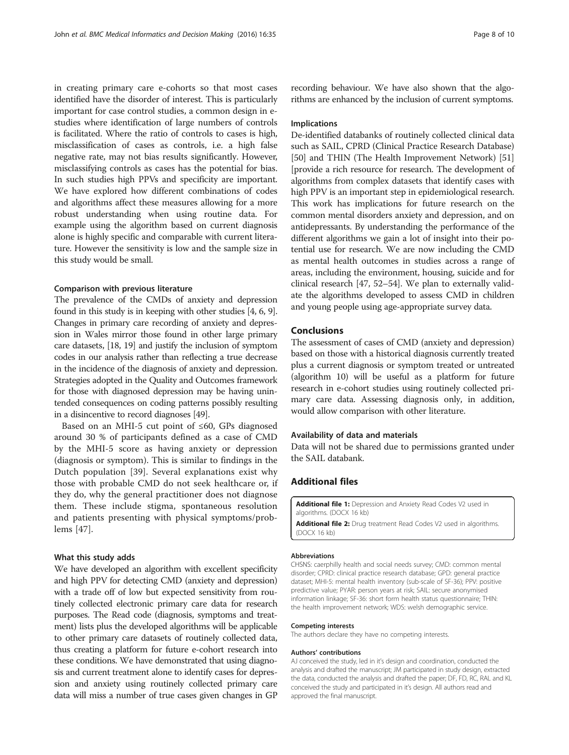in creating primary care e-cohorts so that most cases identified have the disorder of interest. This is particularly important for case control studies, a common design in e-studies where identification of large numbers of controls is facilitated. Where the ratio of controls to cases is high, misclassification of cases as controls, i.e. a high false negative rate, may not bias results significantly. However, misclassifying controls as cases has the potential for bias. In such studies high PPVs and specificity are important. We have explored how different combinations of codes and algorithms affect these measures allowing for a more robust understanding when using routine data. For example using the algorithm based on current diagnosis alone is highly specific and comparable with current literature. However the sensitivity is low and the sample size in this study would be small.

#### Comparison with previous literature

The prevalence of the CMDs of anxiety and depression found in this study is in keeping with other studies [4, 6, 9]. Changes in primary care recording of anxiety and depression in Wales mirror those found in other large primary care datasets, [18, 19] and justify the inclusion of symptom codes in our analysis rather than reflecting a true decrease in the incidence of the diagnosis of anxiety and depression. Strategies adopted in the Quality and Outcomes framework for those with diagnosed depression may be having unintended consequences on coding patterns possibly resulting in a disincentive to record diagnoses [49].

Based on an MHI-5 cut point of ≤60, GPs diagnosed around 30 % of participants defined as a case of CMD by the MHI-5 score as having anxiety or depression (diagnosis or symptom). This is similar to findings in the Dutch population [39]. Several explanations exist why those with probable CMD do not seek healthcare or, if they do, why the general practitioner does not diagnose them. These include stigma, spontaneous resolution and patients presenting with physical symptoms/problems [47].

#### What this study adds

We have developed an algorithm with excellent specificity and high PPV for detecting CMD (anxiety and depression) with a trade off of low but expected sensitivity from routinely collected electronic primary care data for research purposes. The Read code (diagnosis, symptoms and treatment) lists plus the developed algorithms will be applicable to other primary care datasets of routinely collected data, thus creating a platform for future e-cohort research into these conditions. We have demonstrated that using diagnosis and current treatment alone to identify cases for depression and anxiety using routinely collected primary care data will miss a number of true cases given changes in GP recording behaviour. We have also shown that the algorithms are enhanced by the inclusion of current symptoms.

#### Implications

De-identified databanks of routinely collected clinical data such as SAIL, CPRD (Clinical Practice Research Database) [50] and THIN (The Health Improvement Network) [51] [provide a rich resource for research. The development of algorithms from complex datasets that identify cases with high PPV is an important step in epidemiological research. This work has implications for future research on the common mental disorders anxiety and depression, and on antidepressants. By understanding the performance of the different algorithms we gain a lot of insight into their potential use for research. We are now including the CMD as mental health outcomes in studies across a range of areas, including the environment, housing, suicide and for clinical research [47, 52–54]. We plan to externally validate the algorithms developed to assess CMD in children and young people using age-appropriate survey data.

## Conclusions

The assessment of cases of CMD (anxiety and depression) based on those with a historical diagnosis currently treated plus a current diagnosis or symptom treated or untreated (algorithm 10) will be useful as a platform for future research in e-cohort studies using routinely collected primary care data. Assessing diagnosis only, in addition, would allow comparison with other literature.

#### Availability of data and materials

Data will not be shared due to permissions granted under the SAIL databank.

## Additional files

**Additional file 1:** Depression and Anxiety Read Codes V2 used in algorithms. (DOCX 16 kb)

**Additional file 2:** Drug treatment Read Codes V2 used in algorithms. (DOCX 16 kb)

#### Abbreviations

CHSNS: caerphilly health and social needs survey; CMD: common mental disorder; CPRD: clinical practice research database; GPD: general practice dataset; MHI-5: mental health inventory (sub-scale of SF-36); PPV: positive predictive value; PYAR: person years at risk; SAIL: secure anonymised information linkage; SF-36: short form health status questionnaire; THIN: the health improvement network; WDS: welsh demographic service.

#### Competing interests

The authors declare they have no competing interests.

#### Authors' contributions

AJ conceived the study, led in it's design and coordination, conducted the analysis and drafted the manuscript; JM participated in study design, extracted the data, conducted the analysis and drafted the paper; DF, FD, RC, RAL and KL conceived the study and participated in it's design. All authors read and approved the final manuscript.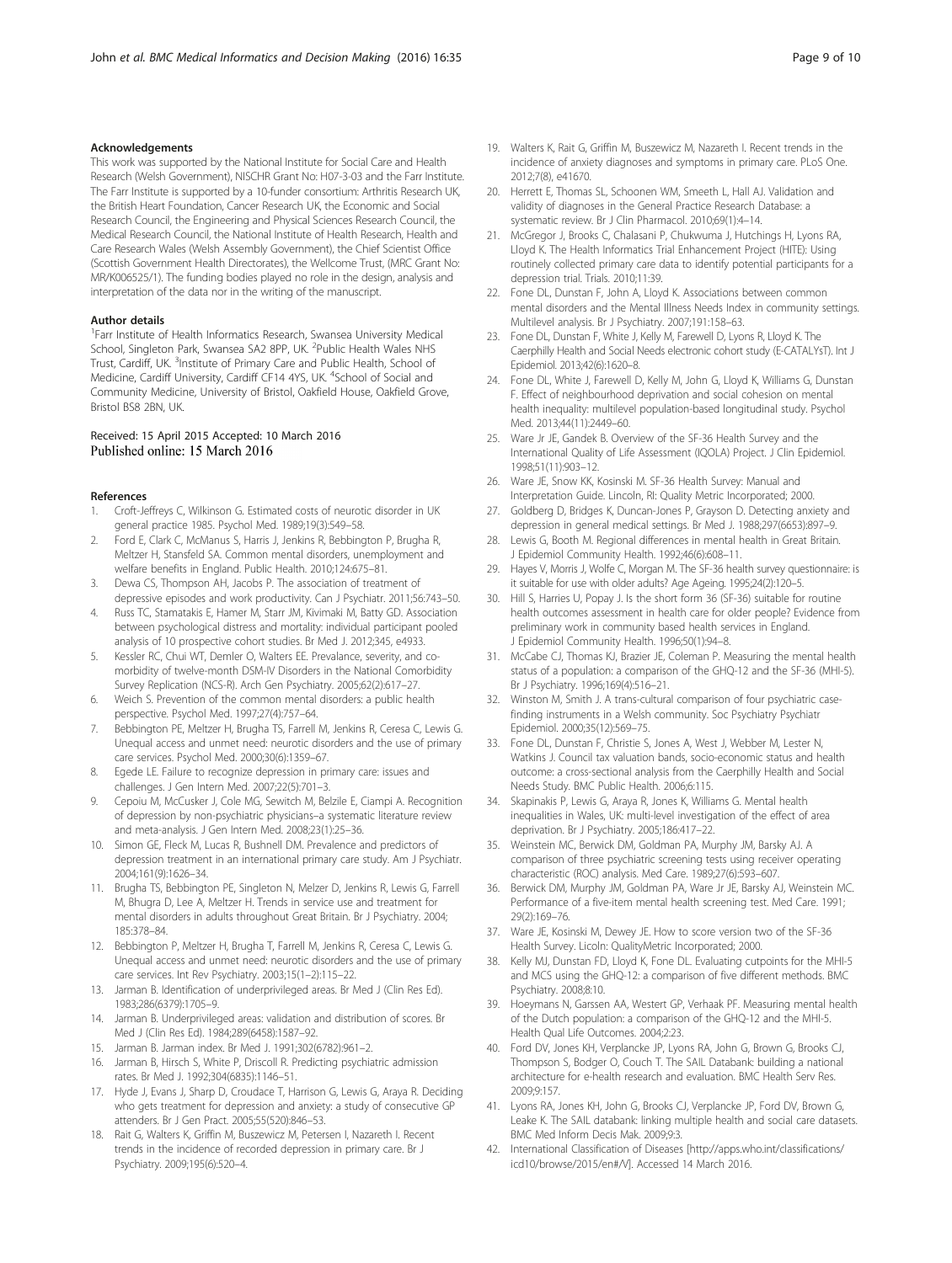#### Acknowledgements

This work was supported by the National Institute for Social Care and Health Research (Welsh Government), NISCHR Grant No: H07-3-03 and the Farr Institute. The Farr Institute is supported by a 10-funder consortium: Arthritis Research UK, the British Heart Foundation, Cancer Research UK, the Economic and Social Research Council, the Engineering and Physical Sciences Research Council, the Medical Research Council, the National Institute of Health Research, Health and Care Research Wales (Welsh Assembly Government), the Chief Scientist Office (Scottish Government Health Directorates), the Wellcome Trust, (MRC Grant No: MR/K006525/1). The funding bodies played no role in the design, analysis and interpretation of the data nor in the writing of the manuscript.

#### Author details

[1]Farr Institute of Health Informatics Research, Swansea University Medical School, Singleton Park, Swansea SA2 8PP, UK. [2]Public Health Wales NHS Trust, Cardiff, UK. [3]Institute of Primary Care and Public Health, School of Medicine, Cardiff University, Cardiff CF14 4YS, UK. [4]School of Social and Community Medicine, University of Bristol, Oakfield House, Oakfield Grove, Bristol BS8 2BN, UK.

Received: 15 April 2015 Accepted: 10 March 2016
Published online: 15 March 2016

#### References

1. Croft-Jeffreys C, Wilkinson G. Estimated costs of neurotic disorder in UK general practice 1985. Psychol Med. 1989;19(3):549–58.
2. Ford E, Clark C, McManus S, Harris J, Jenkins R, Bebbington P, Brugha R, Meltzer H, Stansfeld SA. Common mental disorders, unemployment and welfare benefits in England. Public Health. 2010;124:675–81.
3. Dewa CS, Thompson AH, Jacobs P. The association of treatment of depressive episodes and work productivity. Can J Psychiatr. 2011;56:743–50.
4. Russ TC, Stamatakis E, Hamer M, Starr JM, Kivimaki M, Batty GD. Association between psychological distress and mortality: individual participant pooled analysis of 10 prospective cohort studies. Br Med J. 2012;345, e4933.
5. Kessler RC, Chui WT, Demler O, Walters EE. Prevalance, severity, and co-morbidity of twelve-month DSM-IV Disorders in the National Comorbidity Survey Replication (NCS-R). Arch Gen Psychiatry. 2005;62(2):617–27.
6. Weich S. Prevention of the common mental disorders: a public health perspective. Psychol Med. 1997;27(4):757–64.
7. Bebbington PE, Meltzer H, Brugha TS, Farrell M, Jenkins R, Ceresa C, Lewis G. Unequal access and unmet need: neurotic disorders and the use of primary care services. Psychol Med. 2000;30(6):1359–67.
8. Egede LE. Failure to recognize depression in primary care: issues and challenges. J Gen Intern Med. 2007;22(5):701–3.
9. Cepoiu M, McCusker J, Cole MG, Sewitch M, Belzile E, Ciampi A. Recognition of depression by non-psychiatric physicians–a systematic literature review and meta-analysis. J Gen Intern Med. 2008;23(1):25–36.
10. Simon GE, Fleck M, Lucas R, Bushnell DM. Prevalence and predictors of depression treatment in an international primary care study. Am J Psychiatr. 2004;161(9):1626–34.
11. Brugha TS, Bebbington PE, Singleton N, Melzer D, Jenkins R, Lewis G, Farrell M, Bhugra D, Lee A, Meltzer H. Trends in service use and treatment for mental disorders in adults throughout Great Britain. Br J Psychiatry. 2004; 185:378–84.
12. Bebbington P, Meltzer H, Brugha T, Farrell M, Jenkins R, Ceresa C, Lewis G. Unequal access and unmet need: neurotic disorders and the use of primary care services. Int Rev Psychiatry. 2003;15(1–2):115–22.
13. Jarman B. Identification of underprivileged areas. Br Med J (Clin Res Ed). 1983;286(6379):1705–9.
14. Jarman B. Underprivileged areas: validation and distribution of scores. Br Med J (Clin Res Ed). 1984;289(6458):1587–92.
15. Jarman B. Jarman index. Br Med J. 1991;302(6782):961–2.
16. Jarman B, Hirsch S, White P, Driscoll R. Predicting psychiatric admission rates. Br Med J. 1992;304(6835):1146–51.
17. Hyde J, Evans J, Sharp D, Croudace T, Harrison G, Lewis G, Araya R. Deciding who gets treatment for depression and anxiety: a study of consecutive GP attenders. Br J Gen Pract. 2005;55(520):846–53.
18. Rait G, Walters K, Griffin M, Buszewicz M, Petersen I, Nazareth I. Recent trends in the incidence of recorded depression in primary care. Br J Psychiatry. 2009;195(6):520–4.
19. Walters K, Rait G, Griffin M, Buszewicz M, Nazareth I. Recent trends in the incidence of anxiety diagnoses and symptoms in primary care. PLoS One. 2012;7(8), e41670.
20. Herrett E, Thomas SL, Schoonen WM, Smeeth L, Hall AJ. Validation and validity of diagnoses in the General Practice Research Database: a systematic review. Br J Clin Pharmacol. 2010;69(1):4–14.
21. McGregor J, Brooks C, Chalasani P, Chukwuma J, Hutchings H, Lyons RA, Lloyd K. The Health Informatics Trial Enhancement Project (HITE): Using routinely collected primary care data to identify potential participants for a depression trial. Trials. 2010;11:39.
22. Fone DL, Dunstan F, John A, Lloyd K. Associations between common mental disorders and the Mental Illness Needs Index in community settings. Multilevel analysis. Br J Psychiatry. 2007;191:158–63.
23. Fone DL, Dunstan F, White J, Kelly M, Farewell D, Lyons R, Lloyd K. The Caerphilly Health and Social Needs electronic cohort study (E-CATALYsT). Int J Epidemiol. 2013;42(6):1620–8.
24. Fone DL, White J, Farewell D, Kelly M, John G, Lloyd K, Williams G, Dunstan F. Effect of neighbourhood deprivation and social cohesion on mental health inequality: multilevel population-based longitudinal study. Psychol Med. 2013;44(11):2449–60.
25. Ware Jr JE, Gandek B. Overview of the SF-36 Health Survey and the International Quality of Life Assessment (IQOLA) Project. J Clin Epidemiol. 1998;51(11):903–12.
26. Ware JE, Snow KK, Kosinski M. SF-36 Health Survey: Manual and Interpretation Guide. Lincoln, RI: Quality Metric Incorporated; 2000.
27. Goldberg D, Bridges K, Duncan-Jones P, Grayson D. Detecting anxiety and depression in general medical settings. Br Med J. 1988;297(6653):897–9.
28. Lewis G, Booth M. Regional differences in mental health in Great Britain. J Epidemiol Community Health. 1992;46(6):608–11.
29. Hayes V, Morris J, Wolfe C, Morgan M. The SF-36 health survey questionnaire: is it suitable for use with older adults? Age Ageing. 1995;24(2):120–5.
30. Hill S, Harries U, Popay J. Is the short form 36 (SF-36) suitable for routine health outcomes assessment in health care for older people? Evidence from preliminary work in community based health services in England. J Epidemiol Community Health. 1996;50(1):94–8.
31. McCabe CJ, Thomas KJ, Brazier JE, Coleman P. Measuring the mental health status of a population: a comparison of the GHQ-12 and the SF-36 (MHI-5). Br J Psychiatry. 1996;169(4):516–21.
32. Winston M, Smith J. A trans-cultural comparison of four psychiatric case-finding instruments in a Welsh community. Soc Psychiatry Psychiatr Epidemiol. 2000;35(12):569–75.
33. Fone DL, Dunstan F, Christie S, Jones A, West J, Webber M, Lester N, Watkins J. Council tax valuation bands, socio-economic status and health outcome: a cross-sectional analysis from the Caerphilly Health and Social Needs Study. BMC Public Health. 2006;6:115.
34. Skapinakis P, Lewis G, Araya R, Jones K, Williams G. Mental health inequalities in Wales, UK: multi-level investigation of the effect of area deprivation. Br J Psychiatry. 2005;186:417–22.
35. Weinstein MC, Berwick DM, Goldman PA, Murphy JM, Barsky AJ. A comparison of three psychiatric screening tests using receiver operating characteristic (ROC) analysis. Med Care. 1989;27(6):593–607.
36. Berwick DM, Murphy JM, Goldman PA, Ware Jr JE, Barsky AJ, Weinstein MC. Performance of a five-item mental health screening test. Med Care. 1991; 29(2):169–76.
37. Ware JE, Kosinski M, Dewey JE. How to score version two of the SF-36 Health Survey. Licoln: QualityMetric Incorporated; 2000.
38. Kelly MJ, Dunstan FD, Lloyd K, Fone DL. Evaluating cutpoints for the MHI-5 and MCS using the GHQ-12: a comparison of five different methods. BMC Psychiatry. 2008;8:10.
39. Hoeymans N, Garssen AA, Westert GP, Verhaak PF. Measuring mental health of the Dutch population: a comparison of the GHQ-12 and the MHI-5. Health Qual Life Outcomes. 2004;2:23.
40. Ford DV, Jones KH, Verplancke JP, Lyons RA, John G, Brown G, Brooks CJ, Thompson S, Bodger O, Couch T. The SAIL Databank: building a national architecture for e-health research and evaluation. BMC Health Serv Res. 2009;9:157.
41. Lyons RA, Jones KH, John G, Brooks CJ, Verplancke JP, Ford DV, Brown G, Leake K. The SAIL databank: linking multiple health and social care datasets. BMC Med Inform Decis Mak. 2009;9:3.
42. International Classification of Diseases [http://apps.who.int/classifications/icd10/browse/2015/en#/V]. Accessed 14 March 2016.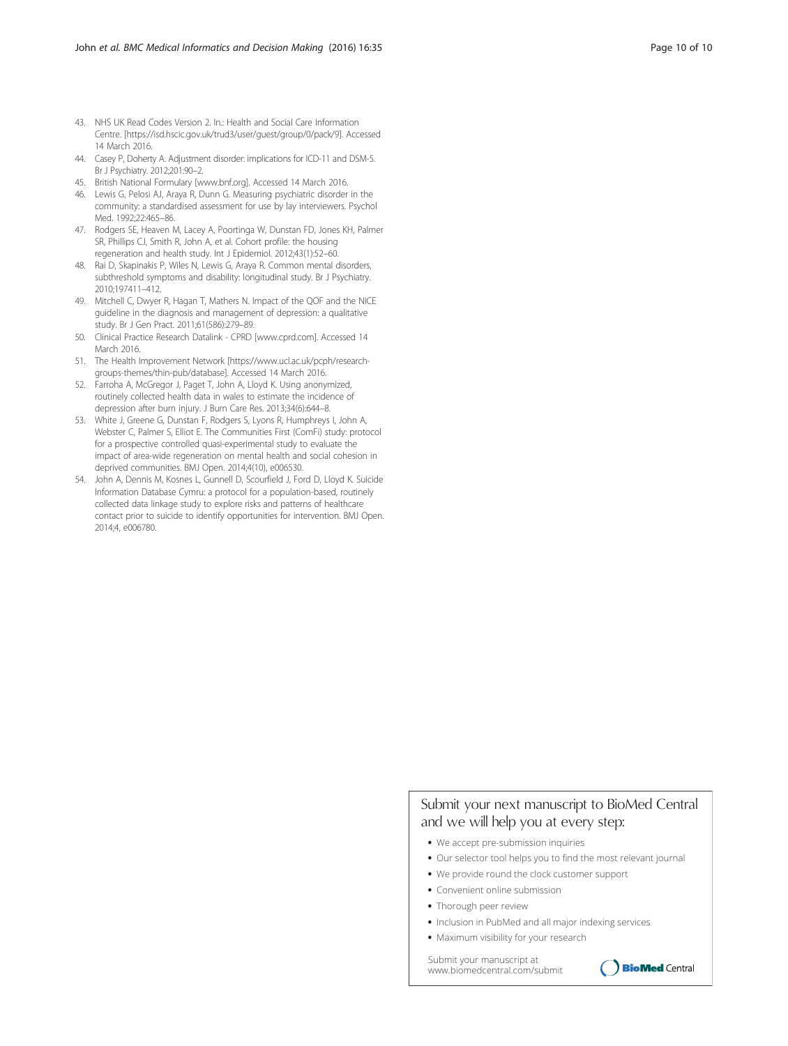43. NHS UK Read Codes Version 2. In.: Health and Social Care Information Centre. [https://isd.hscic.gov.uk/trud3/user/guest/group/0/pack/9]. Accessed 14 March 2016.
44. Casey P, Doherty A. Adjustment disorder: implications for ICD-11 and DSM-5. Br J Psychiatry. 2012;201:90–2.
45. British National Formulary [www.bnf.org]. Accessed 14 March 2016.
46. Lewis G, Pelosi AJ, Araya R, Dunn G. Measuring psychiatric disorder in the community: a standardised assessment for use by lay interviewers. Psychol Med. 1992;22:465–86.
47. Rodgers SE, Heaven M, Lacey A, Poortinga W, Dunstan FD, Jones KH, Palmer SR, Phillips CJ, Smith R, John A, et al. Cohort profile: the housing regeneration and health study. Int J Epidemiol. 2012;43(1):52–60.
48. Rai D, Skapinakis P, Wiles N, Lewis G, Araya R. Common mental disorders, subthreshold symptoms and disability: longitudinal study. Br J Psychiatry. 2010;197411–412.
49. Mitchell C, Dwyer R, Hagan T, Mathers N. Impact of the QOF and the NICE guideline in the diagnosis and management of depression: a qualitative study. Br J Gen Pract. 2011;61(586):279–89.
50. Clinical Practice Research Datalink - CPRD [www.cprd.com]. Accessed 14 March 2016.
51. The Health Improvement Network [https://www.ucl.ac.uk/pcph/research-groups-themes/thin-pub/database]. Accessed 14 March 2016.
52. Farroha A, McGregor J, Paget T, John A, Lloyd K. Using anonymized, routinely collected health data in wales to estimate the incidence of depression after burn injury. J Burn Care Res. 2013;34(6):644–8.
53. White J, Greene G, Dunstan F, Rodgers S, Lyons R, Humphreys I, John A, Webster C, Palmer S, Elliot E. The Communities First (ComFi) study: protocol for a prospective controlled quasi-experimental study to evaluate the impact of area-wide regeneration on mental health and social cohesion in deprived communities. BMJ Open. 2014;4(10), e006530.
54. John A, Dennis M, Kosnes L, Gunnell D, Scourfield J, Ford D, Lloyd K. Suicide Information Database Cymru: a protocol for a population-based, routinely collected data linkage study to explore risks and patterns of healthcare contact prior to suicide to identify opportunities for intervention. BMJ Open. 2014;4, e006780.

Submit your next manuscript to BioMed Central and we will help you at every step:

- We accept pre-submission inquiries
- Our selector tool helps you to find the most relevant journal
- We provide round the clock customer support
- Convenient online submission
- Thorough peer review
- Inclusion in PubMed and all major indexing services
- Maximum visibility for your research

Submit your manuscript at www.biomedcentral.com/submit

BioMed Central